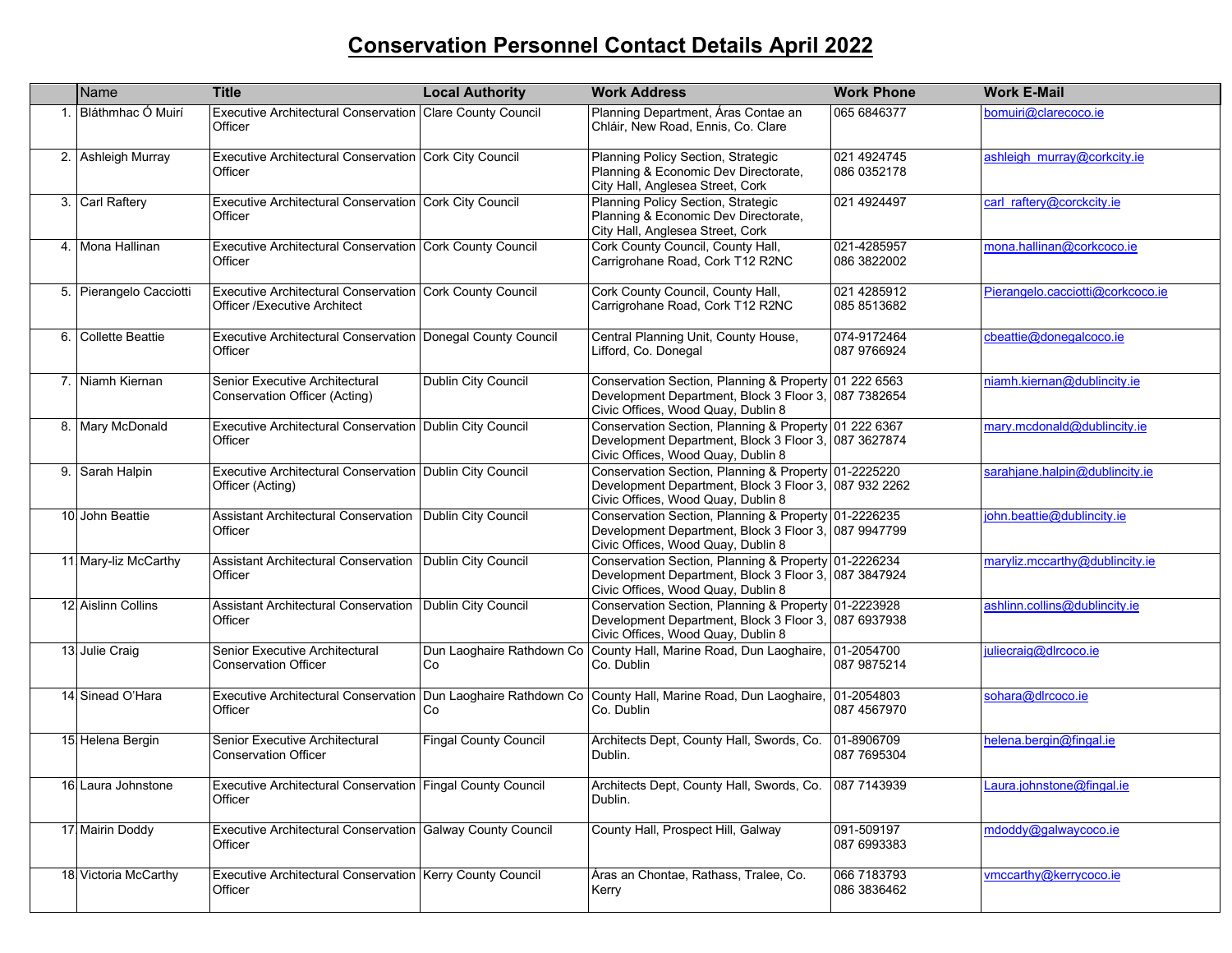# Conservation Personnel Contact Details April 2022

| | Name | Title | Local Authority | Work Address | Work Phone | Work E-Mail |
|---|---|---|---|---|---|---|
| 1. | Bláthmhac Ó Muirí | Executive Architectural Conservation Officer | Clare County Council | Planning Department, Áras Contae an Chláir, New Road, Ennis, Co. Clare | 065 6846377 | bomuiri@clarecoco.ie |
| 2. | Ashleigh Murray | Executive Architectural Conservation Officer | Cork City Council | Planning Policy Section, Strategic Planning & Economic Dev Directorate, City Hall, Anglesea Street, Cork | 021 4924745<br>086 0352178 | ashleigh_murray@corkcity.ie |
| 3. | Carl Raftery | Executive Architectural Conservation Officer | Cork City Council | Planning Policy Section, Strategic Planning & Economic Dev Directorate, City Hall, Anglesea Street, Cork | 021 4924497 | carl_raftery@corckcity.ie |
| 4. | Mona Hallinan | Executive Architectural Conservation Officer | Cork County Council | Cork County Council, County Hall, Carrigrohane Road, Cork T12 R2NC | 021-4285957<br>086 3822002 | mona.hallinan@corkcoco.ie |
| 5. | Pierangelo Cacciotti | Executive Architectural Conservation Officer /Executive Architect | Cork County Council | Cork County Council, County Hall, Carrigrohane Road, Cork T12 R2NC | 021 4285912<br>085 8513682 | Pierangelo.cacciotti@corkcoco.ie |
| 6. | Collette Beattie | Executive Architectural Conservation Officer | Donegal County Council | Central Planning Unit, County House, Lifford, Co. Donegal | 074-9172464<br>087 9766924 | cbeattie@donegalcoco.ie |
| 7. | Niamh Kiernan | Senior Executive Architectural Conservation Officer (Acting) | Dublin City Council | Conservation Section, Planning & Property Development Department, Block 3 Floor 3, Civic Offices, Wood Quay, Dublin 8 | 01 222 6563<br>087 7382654 | niamh.kiernan@dublincity.ie |
| 8. | Mary McDonald | Executive Architectural Conservation Officer | Dublin City Council | Conservation Section, Planning & Property Development Department, Block 3 Floor 3, Civic Offices, Wood Quay, Dublin 8 | 01 222 6367<br>087 3627874 | mary.mcdonald@dublincity.ie |
| 9. | Sarah Halpin | Executive Architectural Conservation Officer (Acting) | Dublin City Council | Conservation Section, Planning & Property Development Department, Block 3 Floor 3, Civic Offices, Wood Quay, Dublin 8 | 01-2225220<br>087 932 2262 | sarahjane.halpin@dublincity.ie |
| 10. | John Beattie | Assistant Architectural Conservation Officer | Dublin City Council | Conservation Section, Planning & Property Development Department, Block 3 Floor 3, Civic Offices, Wood Quay, Dublin 8 | 01-2226235<br>087 9947799 | john.beattie@dublincity.ie |
| 11. | Mary-liz McCarthy | Assistant Architectural Conservation Officer | Dublin City Council | Conservation Section, Planning & Property Development Department, Block 3 Floor 3, Civic Offices, Wood Quay, Dublin 8 | 01-2226234<br>087 3847924 | maryliz.mccarthy@dublincity.ie |
| 12. | Aislinn Collins | Assistant Architectural Conservation Officer | Dublin City Council | Conservation Section, Planning & Property Development Department, Block 3 Floor 3, Civic Offices, Wood Quay, Dublin 8 | 01-2223928<br>087 6937938 | ashlinn.collins@dublincity.ie |
| 13. | Julie Craig | Senior Executive Architectural Conservation Officer | Dun Laoghaire Rathdown Co Co | County Hall, Marine Road, Dun Laoghaire, Co. Dublin | 01-2054700<br>087 9875214 | juliecraig@dlrcoco.ie |
| 14. | Sinead O'Hara | Executive Architectural Conservation Officer | Dun Laoghaire Rathdown Co Co | County Hall, Marine Road, Dun Laoghaire, Co. Dublin | 01-2054803<br>087 4567970 | sohara@dlrcoco.ie |
| 15. | Helena Bergin | Senior Executive Architectural Conservation Officer | Fingal County Council | Architects Dept, County Hall, Swords, Co. Dublin. | 01-8906709<br>087 7695304 | helena.bergin@fingal.ie |
| 16. | Laura Johnstone | Executive Architectural Conservation Officer | Fingal County Council | Architects Dept, County Hall, Swords, Co. Dublin. | 087 7143939 | Laura.johnstone@fingal.ie |
| 17. | Mairin Doddy | Executive Architectural Conservation Officer | Galway County Council | County Hall, Prospect Hill, Galway | 091-509197<br>087 6993383 | mdoddy@galwaycoco.ie |
| 18. | Victoria McCarthy | Executive Architectural Conservation Officer | Kerry County Council | Áras an Chontae, Rathass, Tralee, Co. Kerry | 066 7183793<br>086 3836462 | vmccarthy@kerrycoco.ie |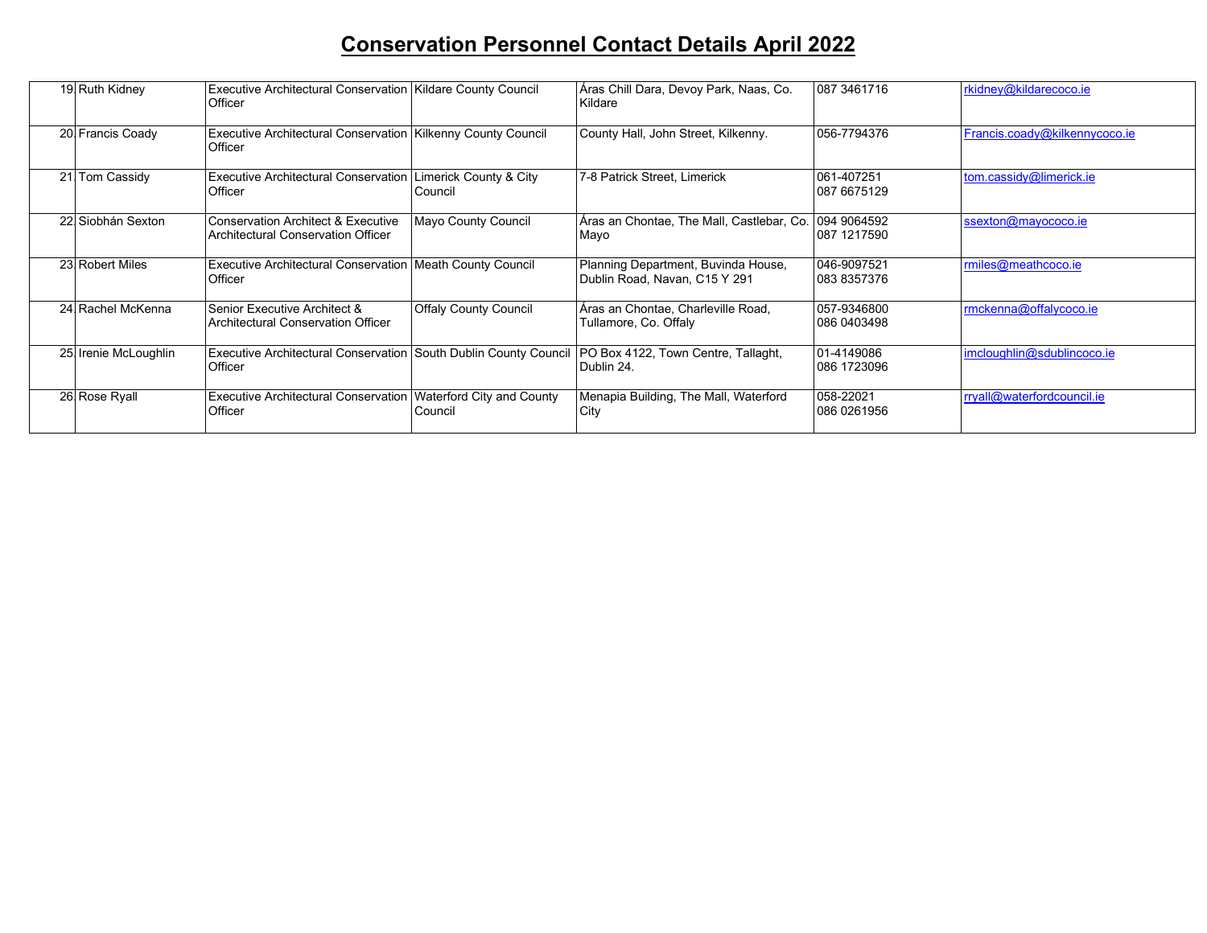# Conservation Personnel Contact Details April 2022

| | | | | | | |
|---|---|---|---|---|---|---|
| 19 | Ruth Kidney | Executive Architectural Conservation Officer | Kildare County Council | Áras Chill Dara, Devoy Park, Naas, Co. Kildare | 087 3461716 | rkidney@kildarecoco.ie |
| 20 | Francis Coady | Executive Architectural Conservation Officer | Kilkenny County Council | County Hall, John Street, Kilkenny. | 056-7794376 | Francis.coady@kilkennycoco.ie |
| 21 | Tom Cassidy | Executive Architectural Conservation Officer | Limerick County & City Council | 7-8 Patrick Street, Limerick | 061-407251<br>087 6675129 | tom.cassidy@limerick.ie |
| 22 | Siobhán Sexton | Conservation Architect & Executive Architectural Conservation Officer | Mayo County Council | Áras an Chontae, The Mall, Castlebar, Co. Mayo | 094 9064592<br>087 1217590 | ssexton@mayococo.ie |
| 23 | Robert Miles | Executive Architectural Conservation Officer | Meath County Council | Planning Department, Buvinda House, Dublin Road, Navan, C15 Y 291 | 046-9097521<br>083 8357376 | rmiles@meathcoco.ie |
| 24 | Rachel McKenna | Senior Executive Architect & Architectural Conservation Officer | Offaly County Council | Áras an Chontae, Charleville Road, Tullamore, Co. Offaly | 057-9346800<br>086 0403498 | rmckenna@offalycoco.ie |
| 25 | Irenie McLoughlin | Executive Architectural Conservation Officer | South Dublin County Council | PO Box 4122, Town Centre, Tallaght, Dublin 24. | 01-4149086<br>086 1723096 | imcloughlin@sdublincoco.ie |
| 26 | Rose Ryall | Executive Architectural Conservation Officer | Waterford City and County Council | Menapia Building, The Mall, Waterford City | 058-22021<br>086 0261956 | rryall@waterfordcouncil.ie |